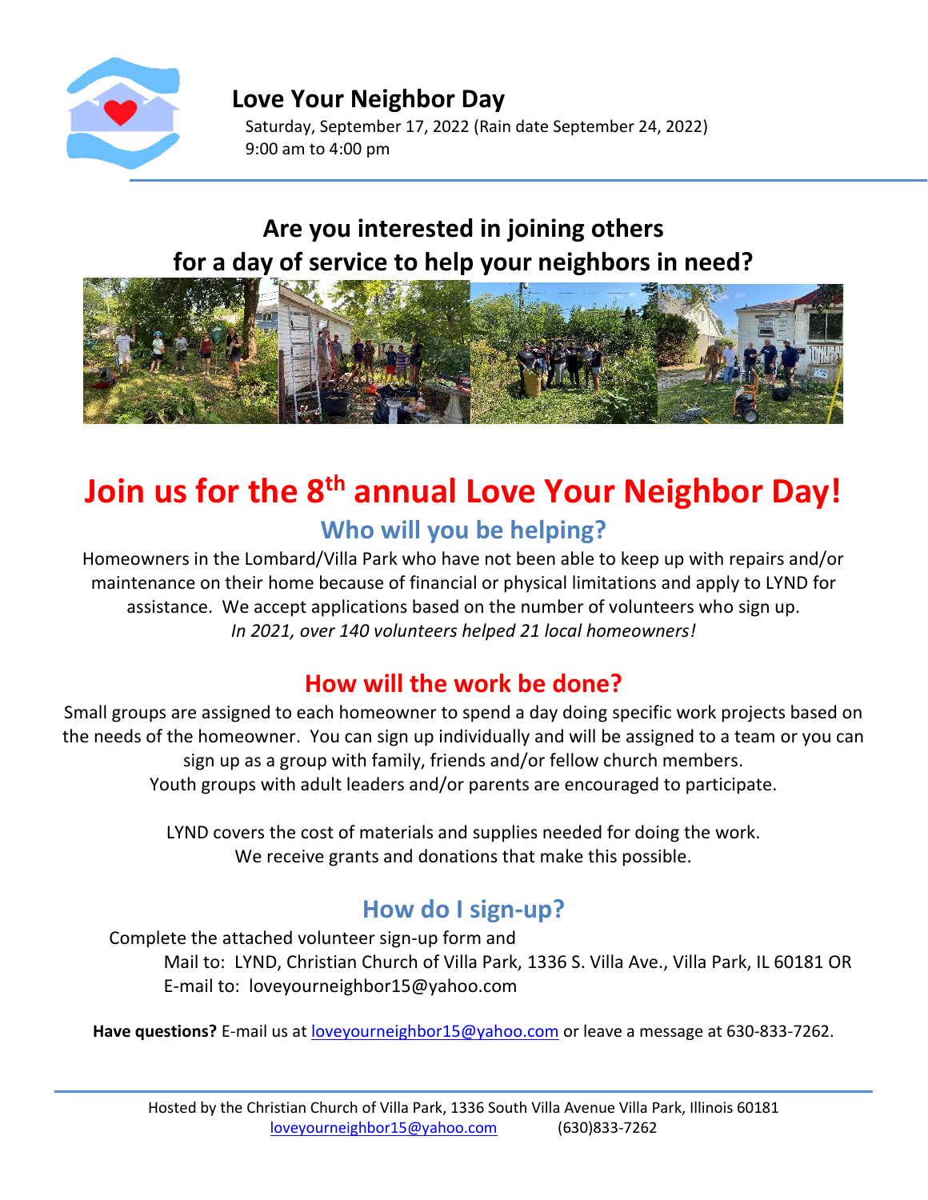# Love Your Neighbor Day

Saturday, September 17, 2022 (Rain date September 24, 2022)
9:00 am to 4:00 pm

## Are you interested in joining others for a day of service to help your neighbors in need?

# Join us for the 8th annual Love Your Neighbor Day!

## Who will you be helping?

Homeowners in the Lombard/Villa Park who have not been able to keep up with repairs and/or maintenance on their home because of financial or physical limitations and apply to LYND for assistance. We accept applications based on the number of volunteers who sign up.
*In 2021, over 140 volunteers helped 21 local homeowners!*

## How will the work be done?

Small groups are assigned to each homeowner to spend a day doing specific work projects based on the needs of the homeowner. You can sign up individually and will be assigned to a team or you can sign up as a group with family, friends and/or fellow church members.
Youth groups with adult leaders and/or parents are encouraged to participate.

LYND covers the cost of materials and supplies needed for doing the work.
We receive grants and donations that make this possible.

## How do I sign-up?

Complete the attached volunteer sign-up form and
Mail to: LYND, Christian Church of Villa Park, 1336 S. Villa Ave., Villa Park, IL 60181 OR
E-mail to: loveyourneighbor15@yahoo.com

**Have questions?** E-mail us at loveyourneighbor15@yahoo.com or leave a message at 630-833-7262.

Hosted by the Christian Church of Villa Park, 1336 South Villa Avenue Villa Park, Illinois 60181
loveyourneighbor15@yahoo.com (630)833-7262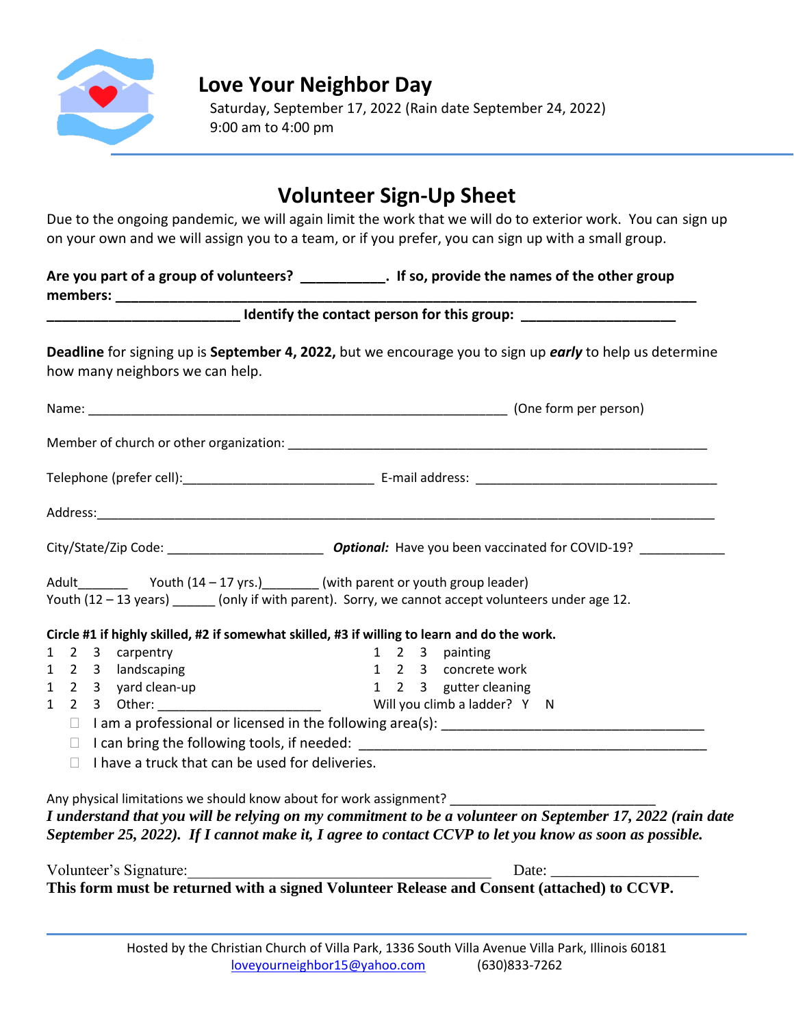# Love Your Neighbor Day

Saturday, September 17, 2022 (Rain date September 24, 2022)
9:00 am to 4:00 pm

## Volunteer Sign-Up Sheet

Due to the ongoing pandemic, we will again limit the work that we will do to exterior work. You can sign up on your own and we will assign you to a team, or if you prefer, you can sign up with a small group.

**Are you part of a group of volunteers? ___________. If so, provide the names of the other group members: ______________________________________________________________________________**
**__________________________ Identify the contact person for this group: ____________________**

**Deadline** for signing up is **September 4, 2022,** but we encourage you to sign up ***early*** to help us determine how many neighbors we can help.

Name: ____________________________________________________________ (One form per person)

Member of church or other organization: ____________________________________________________________

Telephone (prefer cell):___________________________ E-mail address: __________________________________

Address:_____________________________________________________________________________________

City/State/Zip Code: ______________________ ***Optional:*** Have you been vaccinated for COVID-19? ____________

Adult_______ Youth (14 – 17 yrs.)________ (with parent or youth group leader)
Youth (12 – 13 years) ______ (only if with parent). Sorry, we cannot accept volunteers under age 12.

**Circle #1 if highly skilled, #2 if somewhat skilled, #3 if willing to learn and do the work.**

1 2 3 carpentry
1 2 3 landscaping
1 2 3 yard clean-up
1 2 3 Other: _______________________
1 2 3 painting
1 2 3 concrete work
1 2 3 gutter cleaning
Will you climb a ladder? Y N

- ☐ I am a professional or licensed in the following area(s): ____________________________________
- ☐ I can bring the following tools, if needed: ______________________________________________
- ☐ I have a truck that can be used for deliveries.

Any physical limitations we should know about for work assignment? ____________________________

***I understand that you will be relying on my commitment to be a volunteer on September 17, 2022 (rain date September 25, 2022). If I cannot make it, I agree to contact CCVP to let you know as soon as possible.***

Volunteer's Signature:_________________________________________ Date: ___________________

**This form must be returned with a signed Volunteer Release and Consent (attached) to CCVP.**

Hosted by the Christian Church of Villa Park, 1336 South Villa Avenue Villa Park, Illinois 60181
loveyourneighbor15@yahoo.com (630)833-7262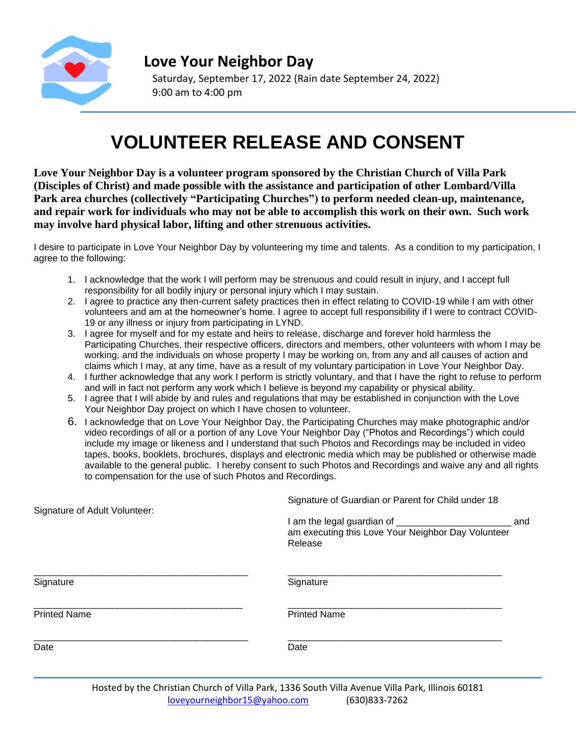## Love Your Neighbor Day

Saturday, September 17, 2022 (Rain date September 24, 2022)
9:00 am to 4:00 pm

# VOLUNTEER RELEASE AND CONSENT

**Love Your Neighbor Day is a volunteer program sponsored by the Christian Church of Villa Park (Disciples of Christ) and made possible with the assistance and participation of other Lombard/Villa Park area churches (collectively "Participating Churches") to perform needed clean-up, maintenance, and repair work for individuals who may not be able to accomplish this work on their own. Such work may involve hard physical labor, lifting and other strenuous activities.**

I desire to participate in Love Your Neighbor Day by volunteering my time and talents. As a condition to my participation, I agree to the following:

1. I acknowledge that the work I will perform may be strenuous and could result in injury, and I accept full responsibility for all bodily injury or personal injury which I may sustain.
2. I agree to practice any then-current safety practices then in effect relating to COVID-19 while I am with other volunteers and am at the homeowner's home. I agree to accept full responsibility if I were to contract COVID-19 or any illness or injury from participating in LYND.
3. I agree for myself and for my estate and heirs to release, discharge and forever hold harmless the Participating Churches, their respective officers, directors and members, other volunteers with whom I may be working, and the individuals on whose property I may be working on, from any and all causes of action and claims which I may, at any time, have as a result of my voluntary participation in Love Your Neighbor Day.
4. I further acknowledge that any work I perform is strictly voluntary, and that I have the right to refuse to perform and will in fact not perform any work which I believe is beyond my capability or physical ability.
5. I agree that I will abide by and rules and regulations that may be established in conjunction with the Love Your Neighbor Day project on which I have chosen to volunteer.
6. I acknowledge that on Love Your Neighbor Day, the Participating Churches may make photographic and/or video recordings of all or a portion of any Love Your Neighbor Day ("Photos and Recordings") which could include my image or likeness and I understand that such Photos and Recordings may be included in video tapes, books, booklets, brochures, displays and electronic media which may be published or otherwise made available to the general public. I hereby consent to such Photos and Recordings and waive any and all rights to compensation for the use of such Photos and Recordings.

Signature of Adult Volunteer:

_________________________________________
Signature

_________________________________________
Printed Name

_________________________________________
Date

Signature of Guardian or Parent for Child under 18

I am the legal guardian of _____________________ and am executing this Love Your Neighbor Day Volunteer Release

_________________________________________
Signature

_________________________________________
Printed Name

_________________________________________
Date

Hosted by the Christian Church of Villa Park, 1336 South Villa Avenue Villa Park, Illinois 60181
loveyourneighbor15@yahoo.com (630)833-7262